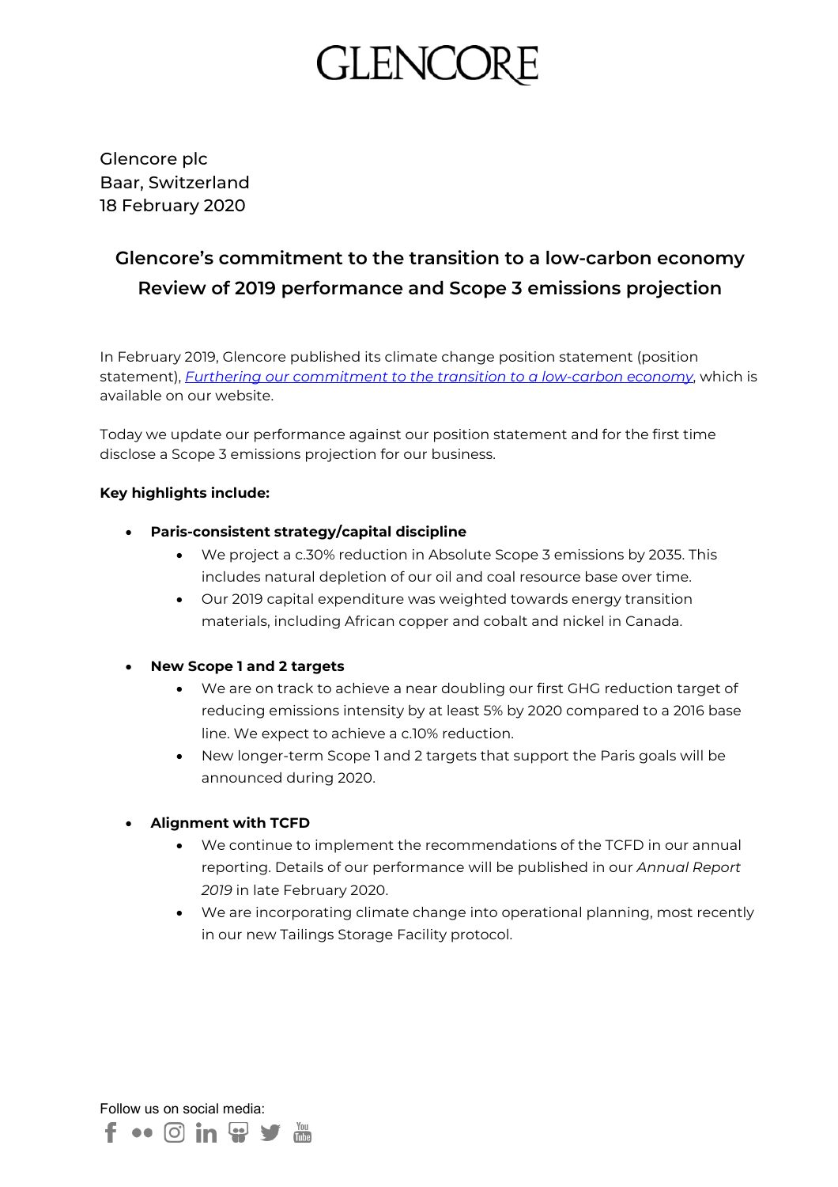# GLENCORE

Glencore plc
Baar, Switzerland
18 February 2020

## Glencore's commitment to the transition to a low-carbon economy
## Review of 2019 performance and Scope 3 emissions projection

In February 2019, Glencore published its climate change position statement (position statement), *Furthering our commitment to the transition to a low-carbon economy*, which is available on our website.

Today we update our performance against our position statement and for the first time disclose a Scope 3 emissions projection for our business.

**Key highlights include:**

- **Paris-consistent strategy/capital discipline**
  - We project a c.30% reduction in Absolute Scope 3 emissions by 2035. This includes natural depletion of our oil and coal resource base over time.
  - Our 2019 capital expenditure was weighted towards energy transition materials, including African copper and cobalt and nickel in Canada.

- **New Scope 1 and 2 targets**
  - We are on track to achieve a near doubling our first GHG reduction target of reducing emissions intensity by at least 5% by 2020 compared to a 2016 base line. We expect to achieve a c.10% reduction.
  - New longer-term Scope 1 and 2 targets that support the Paris goals will be announced during 2020.

- **Alignment with TCFD**
  - We continue to implement the recommendations of the TCFD in our annual reporting. Details of our performance will be published in our *Annual Report 2019* in late February 2020.
  - We are incorporating climate change into operational planning, most recently in our new Tailings Storage Facility protocol.

Follow us on social media: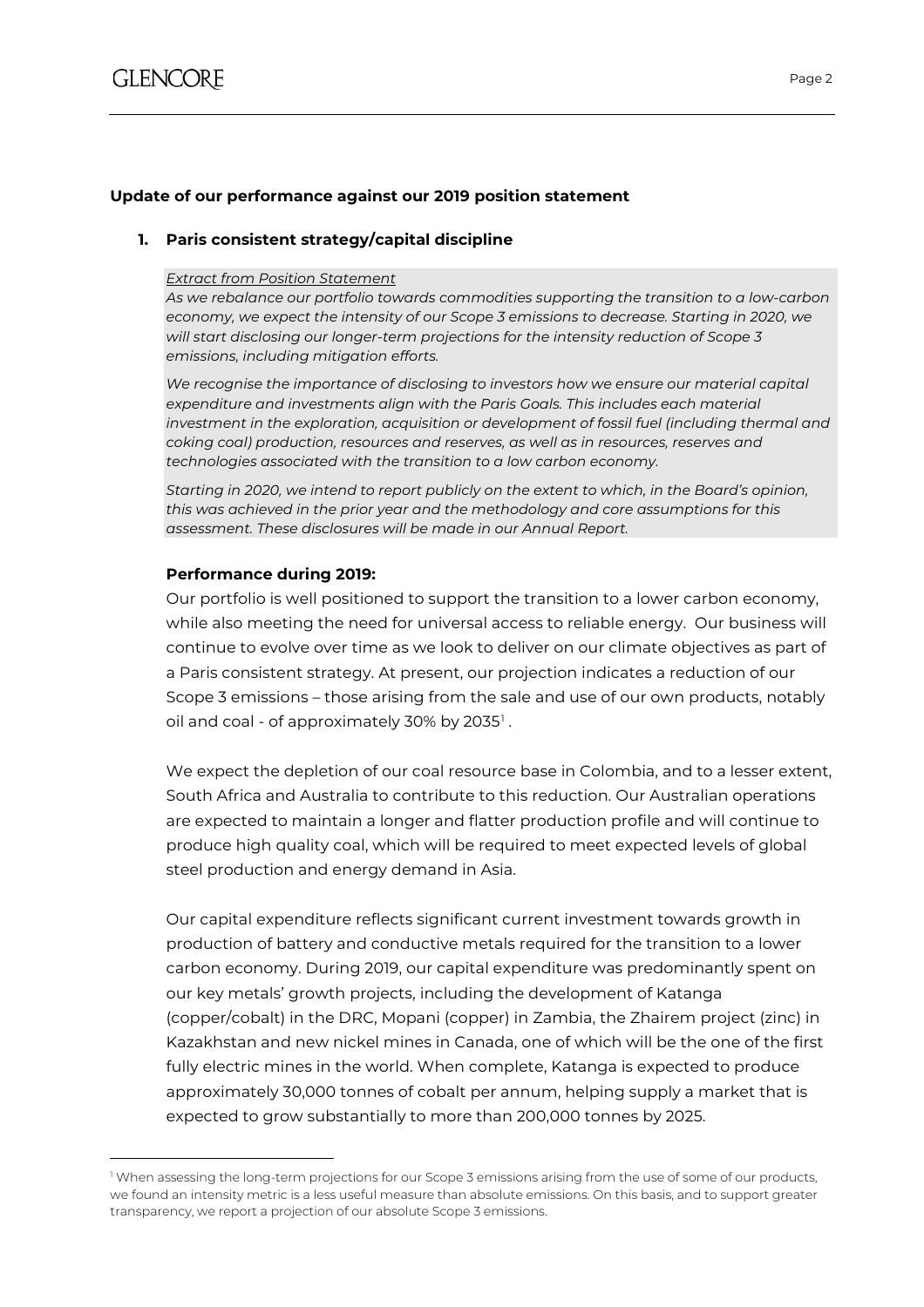## Update of our performance against our 2019 position statement

### 1. Paris consistent strategy/capital discipline

*Extract from Position Statement*

*As we rebalance our portfolio towards commodities supporting the transition to a low-carbon economy, we expect the intensity of our Scope 3 emissions to decrease. Starting in 2020, we will start disclosing our longer-term projections for the intensity reduction of Scope 3 emissions, including mitigation efforts.*

*We recognise the importance of disclosing to investors how we ensure our material capital expenditure and investments align with the Paris Goals. This includes each material investment in the exploration, acquisition or development of fossil fuel (including thermal and coking coal) production, resources and reserves, as well as in resources, reserves and technologies associated with the transition to a low carbon economy.*

*Starting in 2020, we intend to report publicly on the extent to which, in the Board's opinion, this was achieved in the prior year and the methodology and core assumptions for this assessment. These disclosures will be made in our Annual Report.*

**Performance during 2019:**

Our portfolio is well positioned to support the transition to a lower carbon economy, while also meeting the need for universal access to reliable energy. Our business will continue to evolve over time as we look to deliver on our climate objectives as part of a Paris consistent strategy. At present, our projection indicates a reduction of our Scope 3 emissions – those arising from the sale and use of our own products, notably oil and coal - of approximately 30% by 2035[1].

We expect the depletion of our coal resource base in Colombia, and to a lesser extent, South Africa and Australia to contribute to this reduction. Our Australian operations are expected to maintain a longer and flatter production profile and will continue to produce high quality coal, which will be required to meet expected levels of global steel production and energy demand in Asia.

Our capital expenditure reflects significant current investment towards growth in production of battery and conductive metals required for the transition to a lower carbon economy. During 2019, our capital expenditure was predominantly spent on our key metals' growth projects, including the development of Katanga (copper/cobalt) in the DRC, Mopani (copper) in Zambia, the Zhairem project (zinc) in Kazakhstan and new nickel mines in Canada, one of which will be the one of the first fully electric mines in the world. When complete, Katanga is expected to produce approximately 30,000 tonnes of cobalt per annum, helping supply a market that is expected to grow substantially to more than 200,000 tonnes by 2025.

[1] When assessing the long-term projections for our Scope 3 emissions arising from the use of some of our products, we found an intensity metric is a less useful measure than absolute emissions. On this basis, and to support greater transparency, we report a projection of our absolute Scope 3 emissions.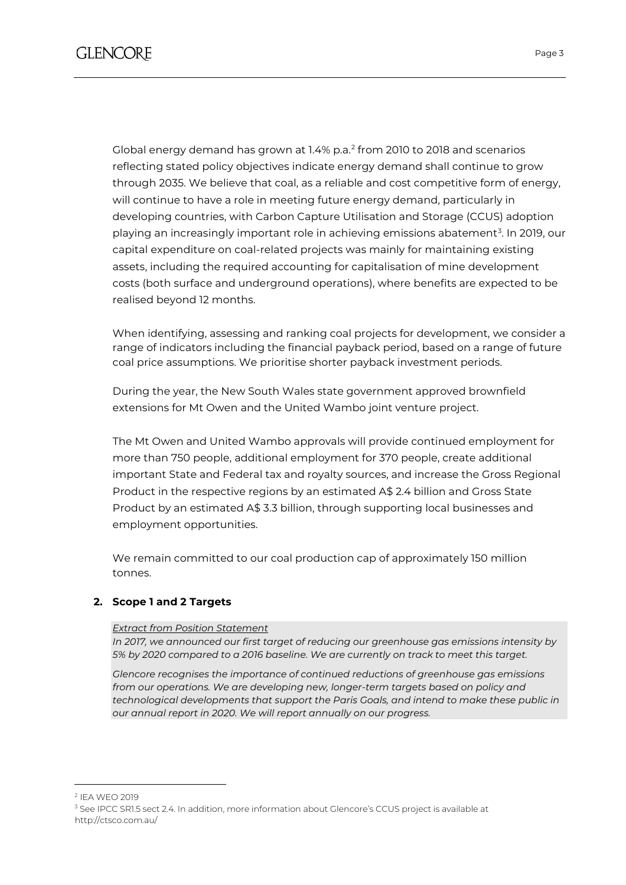Global energy demand has grown at 1.4% p.a.[2] from 2010 to 2018 and scenarios reflecting stated policy objectives indicate energy demand shall continue to grow through 2035. We believe that coal, as a reliable and cost competitive form of energy, will continue to have a role in meeting future energy demand, particularly in developing countries, with Carbon Capture Utilisation and Storage (CCUS) adoption playing an increasingly important role in achieving emissions abatement[3]. In 2019, our capital expenditure on coal-related projects was mainly for maintaining existing assets, including the required accounting for capitalisation of mine development costs (both surface and underground operations), where benefits are expected to be realised beyond 12 months.

When identifying, assessing and ranking coal projects for development, we consider a range of indicators including the financial payback period, based on a range of future coal price assumptions. We prioritise shorter payback investment periods.

During the year, the New South Wales state government approved brownfield extensions for Mt Owen and the United Wambo joint venture project.

The Mt Owen and United Wambo approvals will provide continued employment for more than 750 people, additional employment for 370 people, create additional important State and Federal tax and royalty sources, and increase the Gross Regional Product in the respective regions by an estimated A$ 2.4 billion and Gross State Product by an estimated A$ 3.3 billion, through supporting local businesses and employment opportunities.

We remain committed to our coal production cap of approximately 150 million tonnes.

## 2. Scope 1 and 2 Targets

*Extract from Position Statement*

*In 2017, we announced our first target of reducing our greenhouse gas emissions intensity by 5% by 2020 compared to a 2016 baseline. We are currently on track to meet this target.*

*Glencore recognises the importance of continued reductions of greenhouse gas emissions from our operations. We are developing new, longer-term targets based on policy and technological developments that support the Paris Goals, and intend to make these public in our annual report in 2020. We will report annually on our progress.*

---

[2] IEA WEO 2019

[3] See IPCC SR1.5 sect 2.4. In addition, more information about Glencore's CCUS project is available at http://ctsco.com.au/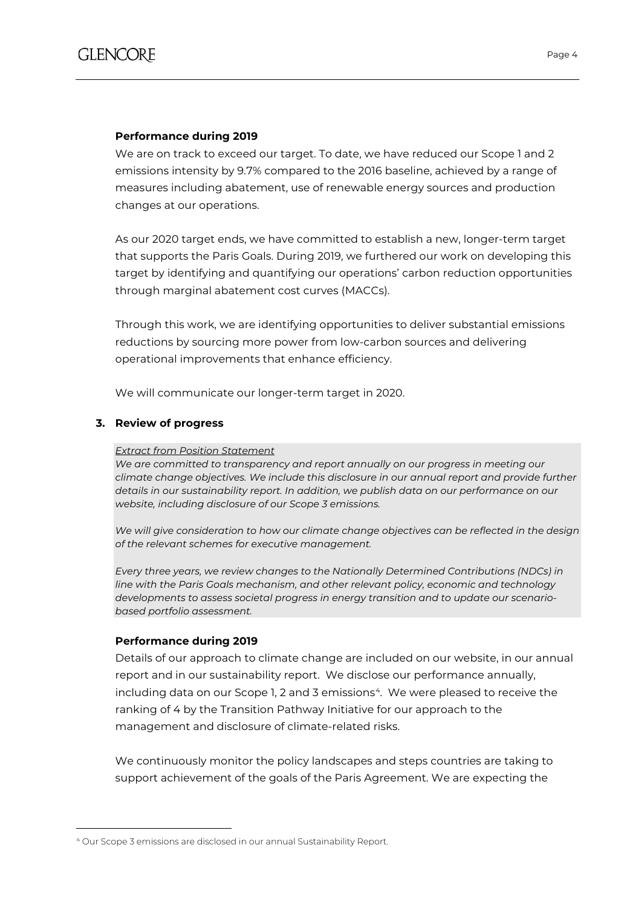**Performance during 2019**

We are on track to exceed our target. To date, we have reduced our Scope 1 and 2 emissions intensity by 9.7% compared to the 2016 baseline, achieved by a range of measures including abatement, use of renewable energy sources and production changes at our operations.

As our 2020 target ends, we have committed to establish a new, longer-term target that supports the Paris Goals. During 2019, we furthered our work on developing this target by identifying and quantifying our operations' carbon reduction opportunities through marginal abatement cost curves (MACCs).

Through this work, we are identifying opportunities to deliver substantial emissions reductions by sourcing more power from low-carbon sources and delivering operational improvements that enhance efficiency.

We will communicate our longer-term target in 2020.

### 3. Review of progress

*Extract from Position Statement*

*We are committed to transparency and report annually on our progress in meeting our climate change objectives. We include this disclosure in our annual report and provide further details in our sustainability report. In addition, we publish data on our performance on our website, including disclosure of our Scope 3 emissions.*

*We will give consideration to how our climate change objectives can be reflected in the design of the relevant schemes for executive management.*

*Every three years, we review changes to the Nationally Determined Contributions (NDCs) in line with the Paris Goals mechanism, and other relevant policy, economic and technology developments to assess societal progress in energy transition and to update our scenario-based portfolio assessment.*

**Performance during 2019**

Details of our approach to climate change are included on our website, in our annual report and in our sustainability report. We disclose our performance annually, including data on our Scope 1, 2 and 3 emissions[4]. We were pleased to receive the ranking of 4 by the Transition Pathway Initiative for our approach to the management and disclosure of climate-related risks.

We continuously monitor the policy landscapes and steps countries are taking to support achievement of the goals of the Paris Agreement. We are expecting the

[4] Our Scope 3 emissions are disclosed in our annual Sustainability Report.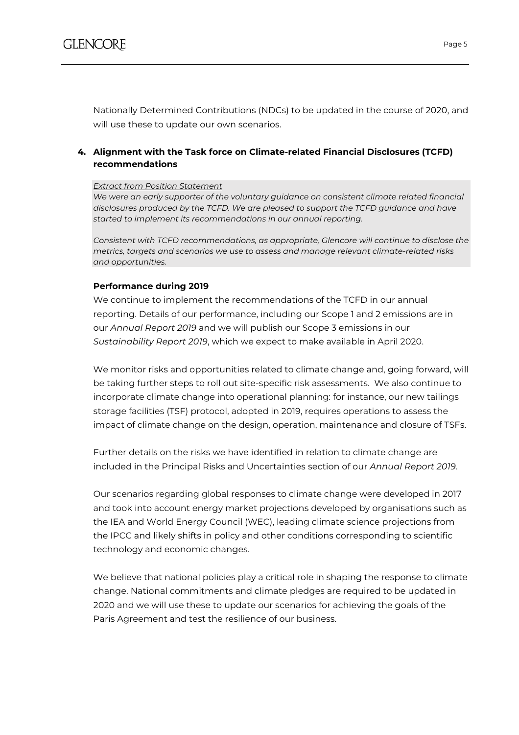Nationally Determined Contributions (NDCs) to be updated in the course of 2020, and will use these to update our own scenarios.

## 4. Alignment with the Task force on Climate-related Financial Disclosures (TCFD) recommendations

*Extract from Position Statement*

*We were an early supporter of the voluntary guidance on consistent climate related financial disclosures produced by the TCFD. We are pleased to support the TCFD guidance and have started to implement its recommendations in our annual reporting.*

*Consistent with TCFD recommendations, as appropriate, Glencore will continue to disclose the metrics, targets and scenarios we use to assess and manage relevant climate-related risks and opportunities.*

### Performance during 2019

We continue to implement the recommendations of the TCFD in our annual reporting. Details of our performance, including our Scope 1 and 2 emissions are in our *Annual Report 2019* and we will publish our Scope 3 emissions in our *Sustainability Report 2019*, which we expect to make available in April 2020.

We monitor risks and opportunities related to climate change and, going forward, will be taking further steps to roll out site-specific risk assessments. We also continue to incorporate climate change into operational planning: for instance, our new tailings storage facilities (TSF) protocol, adopted in 2019, requires operations to assess the impact of climate change on the design, operation, maintenance and closure of TSFs.

Further details on the risks we have identified in relation to climate change are included in the Principal Risks and Uncertainties section of our *Annual Report 2019*.

Our scenarios regarding global responses to climate change were developed in 2017 and took into account energy market projections developed by organisations such as the IEA and World Energy Council (WEC), leading climate science projections from the IPCC and likely shifts in policy and other conditions corresponding to scientific technology and economic changes.

We believe that national policies play a critical role in shaping the response to climate change. National commitments and climate pledges are required to be updated in 2020 and we will use these to update our scenarios for achieving the goals of the Paris Agreement and test the resilience of our business.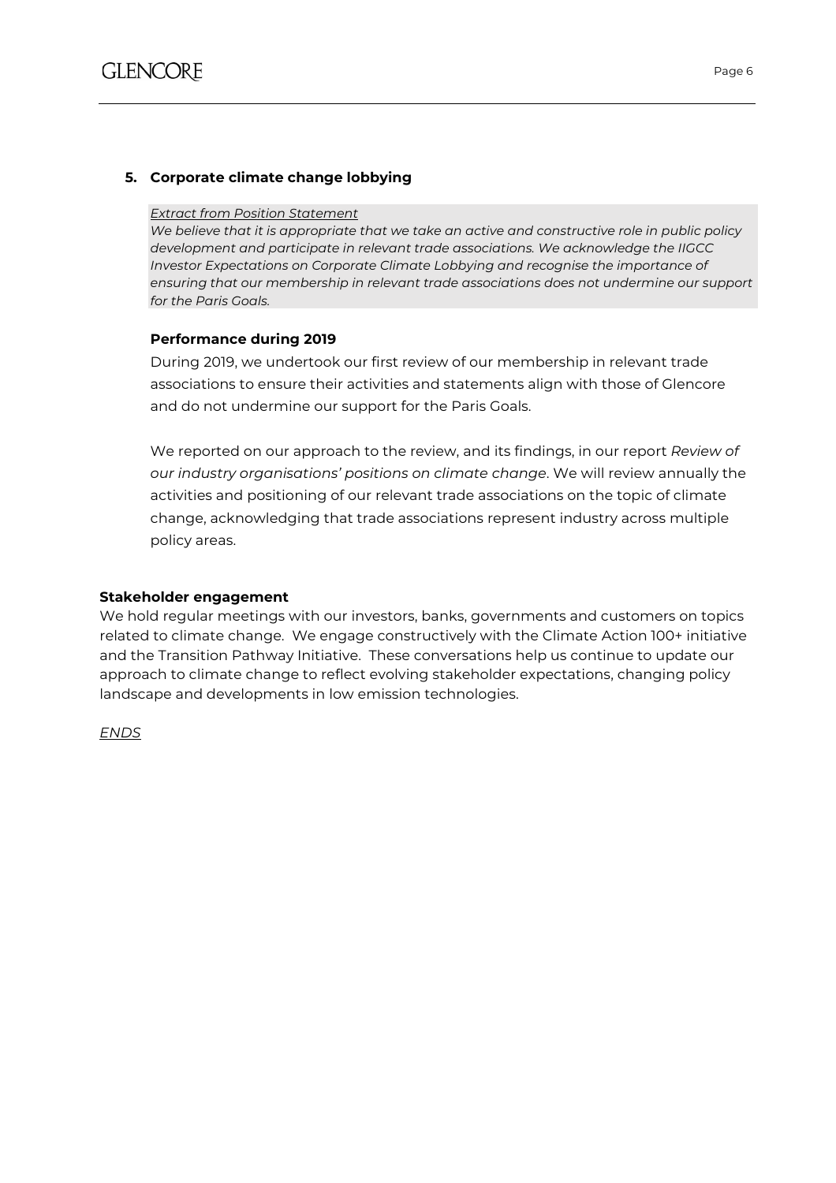## 5. Corporate climate change lobbying

> *Extract from Position Statement*
> *We believe that it is appropriate that we take an active and constructive role in public policy development and participate in relevant trade associations. We acknowledge the IIGCC Investor Expectations on Corporate Climate Lobbying and recognise the importance of ensuring that our membership in relevant trade associations does not undermine our support for the Paris Goals.*

### Performance during 2019

During 2019, we undertook our first review of our membership in relevant trade associations to ensure their activities and statements align with those of Glencore and do not undermine our support for the Paris Goals.

We reported on our approach to the review, and its findings, in our report *Review of our industry organisations' positions on climate change*. We will review annually the activities and positioning of our relevant trade associations on the topic of climate change, acknowledging that trade associations represent industry across multiple policy areas.

## Stakeholder engagement

We hold regular meetings with our investors, banks, governments and customers on topics related to climate change. We engage constructively with the Climate Action 100+ initiative and the Transition Pathway Initiative. These conversations help us continue to update our approach to climate change to reflect evolving stakeholder expectations, changing policy landscape and developments in low emission technologies.

*ENDS*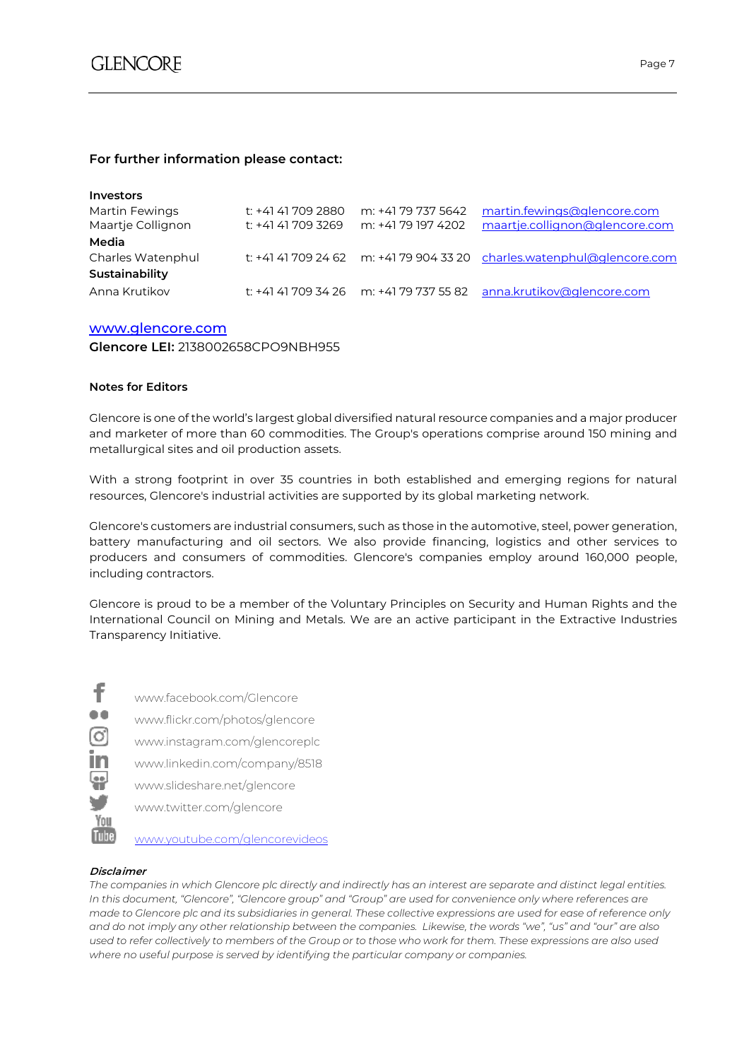**For further information please contact:**

| | | | |
|---|---|---|---|
| **Investors** | | | |
| Martin Fewings | t: +41 41 709 2880 | m: +41 79 737 5642 | martin.fewings@glencore.com |
| Maartje Collignon | t: +41 41 709 3269 | m: +41 79 197 4202 | maartje.collignon@glencore.com |
| **Media** | | | |
| Charles Watenphul | t: +41 41 709 24 62 | m: +41 79 904 33 20 | charles.watenphul@glencore.com |
| **Sustainability** | | | |
| Anna Krutikov | t: +41 41 709 34 26 | m: +41 79 737 55 82 | anna.krutikov@glencore.com |

www.glencore.com

**Glencore LEI:** 2138002658CPO9NBH955

**Notes for Editors**

Glencore is one of the world's largest global diversified natural resource companies and a major producer and marketer of more than 60 commodities. The Group's operations comprise around 150 mining and metallurgical sites and oil production assets.

With a strong footprint in over 35 countries in both established and emerging regions for natural resources, Glencore's industrial activities are supported by its global marketing network.

Glencore's customers are industrial consumers, such as those in the automotive, steel, power generation, battery manufacturing and oil sectors. We also provide financing, logistics and other services to producers and consumers of commodities. Glencore's companies employ around 160,000 people, including contractors.

Glencore is proud to be a member of the Voluntary Principles on Security and Human Rights and the International Council on Mining and Metals. We are an active participant in the Extractive Industries Transparency Initiative.

www.facebook.com/Glencore
www.flickr.com/photos/glencore
www.instagram.com/glencoreplc
www.linkedin.com/company/8518
www.slideshare.net/glencore
www.twitter.com/glencore
www.youtube.com/glencorevideos

***Disclaimer***

*The companies in which Glencore plc directly and indirectly has an interest are separate and distinct legal entities. In this document, "Glencore", "Glencore group" and "Group" are used for convenience only where references are made to Glencore plc and its subsidiaries in general. These collective expressions are used for ease of reference only and do not imply any other relationship between the companies. Likewise, the words "we", "us" and "our" are also used to refer collectively to members of the Group or to those who work for them. These expressions are also used where no useful purpose is served by identifying the particular company or companies.*